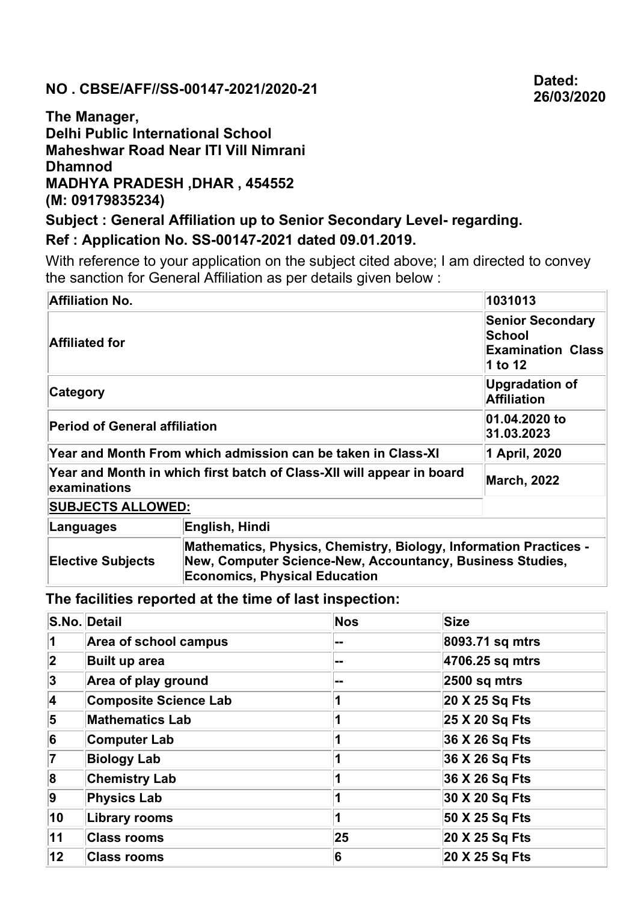**NO . CBSE/AFF//SS-00147-2021/2020-21**

**Dated: 26/03/2020**

**The Manager,**
**Delhi Public International School**
**Maheshwar Road Near ITI Vill Nimrani**
**Dhamnod**
**MADHYA PRADESH ,DHAR , 454552**
**(M: 09179835234)**

**Subject : General Affiliation up to Senior Secondary Level- regarding.**

**Ref : Application No. SS-00147-2021 dated 09.01.2019.**

With reference to your application on the subject cited above; I am directed to convey the sanction for General Affiliation as per details given below :

| | | |
|---|---|---|
| **Affiliation No.** | | **1031013** |
| **Affiliated for** | | **Senior Secondary School Examination Class 1 to 12** |
| **Category** | | **Upgradation of Affiliation** |
| **Period of General affiliation** | | **01.04.2020 to 31.03.2023** |
| **Year and Month From which admission can be taken in Class-XI** | | **1 April, 2020** |
| **Year and Month in which first batch of Class-XII will appear in board examinations** | | **March, 2022** |
| **SUBJECTS ALLOWED:** | | |
| **Languages** | **English, Hindi** | |
| **Elective Subjects** | **Mathematics, Physics, Chemistry, Biology, Information Practices - New, Computer Science-New, Accountancy, Business Studies, Economics, Physical Education** | |

**The facilities reported at the time of last inspection:**

| S.No. | Detail | Nos | Size |
|---|---|---|---|
| 1 | Area of school campus | -- | 8093.71 sq mtrs |
| 2 | Built up area | -- | 4706.25 sq mtrs |
| 3 | Area of play ground | -- | 2500 sq mtrs |
| 4 | Composite Science Lab | 1 | 20 X 25 Sq Fts |
| 5 | Mathematics Lab | 1 | 25 X 20 Sq Fts |
| 6 | Computer Lab | 1 | 36 X 26 Sq Fts |
| 7 | Biology Lab | 1 | 36 X 26 Sq Fts |
| 8 | Chemistry Lab | 1 | 36 X 26 Sq Fts |
| 9 | Physics Lab | 1 | 30 X 20 Sq Fts |
| 10 | Library rooms | 1 | 50 X 25 Sq Fts |
| 11 | Class rooms | 25 | 20 X 25 Sq Fts |
| 12 | Class rooms | 6 | 20 X 25 Sq Fts |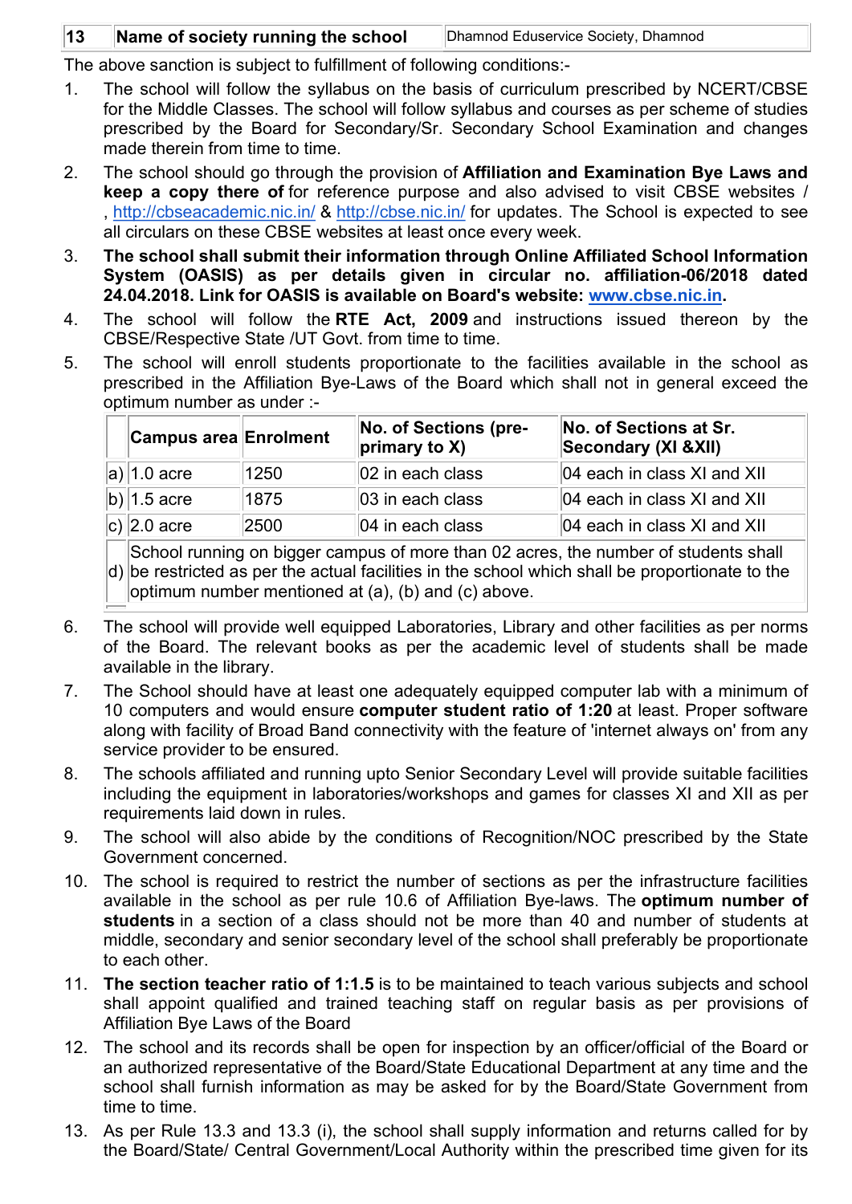| 13 | Name of society running the school | Dhamnod Eduservice Society, Dhamnod |
|---|---|---|

The above sanction is subject to fulfillment of following conditions:-

1. The school will follow the syllabus on the basis of curriculum prescribed by NCERT/CBSE for the Middle Classes. The school will follow syllabus and courses as per scheme of studies prescribed by the Board for Secondary/Sr. Secondary School Examination and changes made therein from time to time.
2. The school should go through the provision of **Affiliation and Examination Bye Laws and keep a copy there of** for reference purpose and also advised to visit CBSE websites / , http://cbseacademic.nic.in/ & http://cbse.nic.in/ for updates. The School is expected to see all circulars on these CBSE websites at least once every week.
3. **The school shall submit their information through Online Affiliated School Information System (OASIS) as per details given in circular no. affiliation-06/2018 dated 24.04.2018. Link for OASIS is available on Board's website: www.cbse.nic.in.**
4. The school will follow the **RTE Act, 2009** and instructions issued thereon by the CBSE/Respective State /UT Govt. from time to time.
5. The school will enroll students proportionate to the facilities available in the school as prescribed in the Affiliation Bye-Laws of the Board which shall not in general exceed the optimum number as under :-

| | Campus area | Enrolment | No. of Sections (pre-primary to X) | No. of Sections at Sr. Secondary (XI &XII) |
|---|---|---|---|---|
| a) | 1.0 acre | 1250 | 02 in each class | 04 each in class XI and XII |
| b) | 1.5 acre | 1875 | 03 in each class | 04 each in class XI and XII |
| c) | 2.0 acre | 2500 | 04 in each class | 04 each in class XI and XII |
| d) | School running on bigger campus of more than 02 acres, the number of students shall be restricted as per the actual facilities in the school which shall be proportionate to the optimum number mentioned at (a), (b) and (c) above. | | | |

6. The school will provide well equipped Laboratories, Library and other facilities as per norms of the Board. The relevant books as per the academic level of students shall be made available in the library.
7. The School should have at least one adequately equipped computer lab with a minimum of 10 computers and would ensure **computer student ratio of 1:20** at least. Proper software along with facility of Broad Band connectivity with the feature of 'internet always on' from any service provider to be ensured.
8. The schools affiliated and running upto Senior Secondary Level will provide suitable facilities including the equipment in laboratories/workshops and games for classes XI and XII as per requirements laid down in rules.
9. The school will also abide by the conditions of Recognition/NOC prescribed by the State Government concerned.
10. The school is required to restrict the number of sections as per the infrastructure facilities available in the school as per rule 10.6 of Affiliation Bye-laws. The **optimum number of students** in a section of a class should not be more than 40 and number of students at middle, secondary and senior secondary level of the school shall preferably be proportionate to each other.
11. **The section teacher ratio of 1:1.5** is to be maintained to teach various subjects and school shall appoint qualified and trained teaching staff on regular basis as per provisions of Affiliation Bye Laws of the Board
12. The school and its records shall be open for inspection by an officer/official of the Board or an authorized representative of the Board/State Educational Department at any time and the school shall furnish information as may be asked for by the Board/State Government from time to time.
13. As per Rule 13.3 and 13.3 (i), the school shall supply information and returns called for by the Board/State/ Central Government/Local Authority within the prescribed time given for its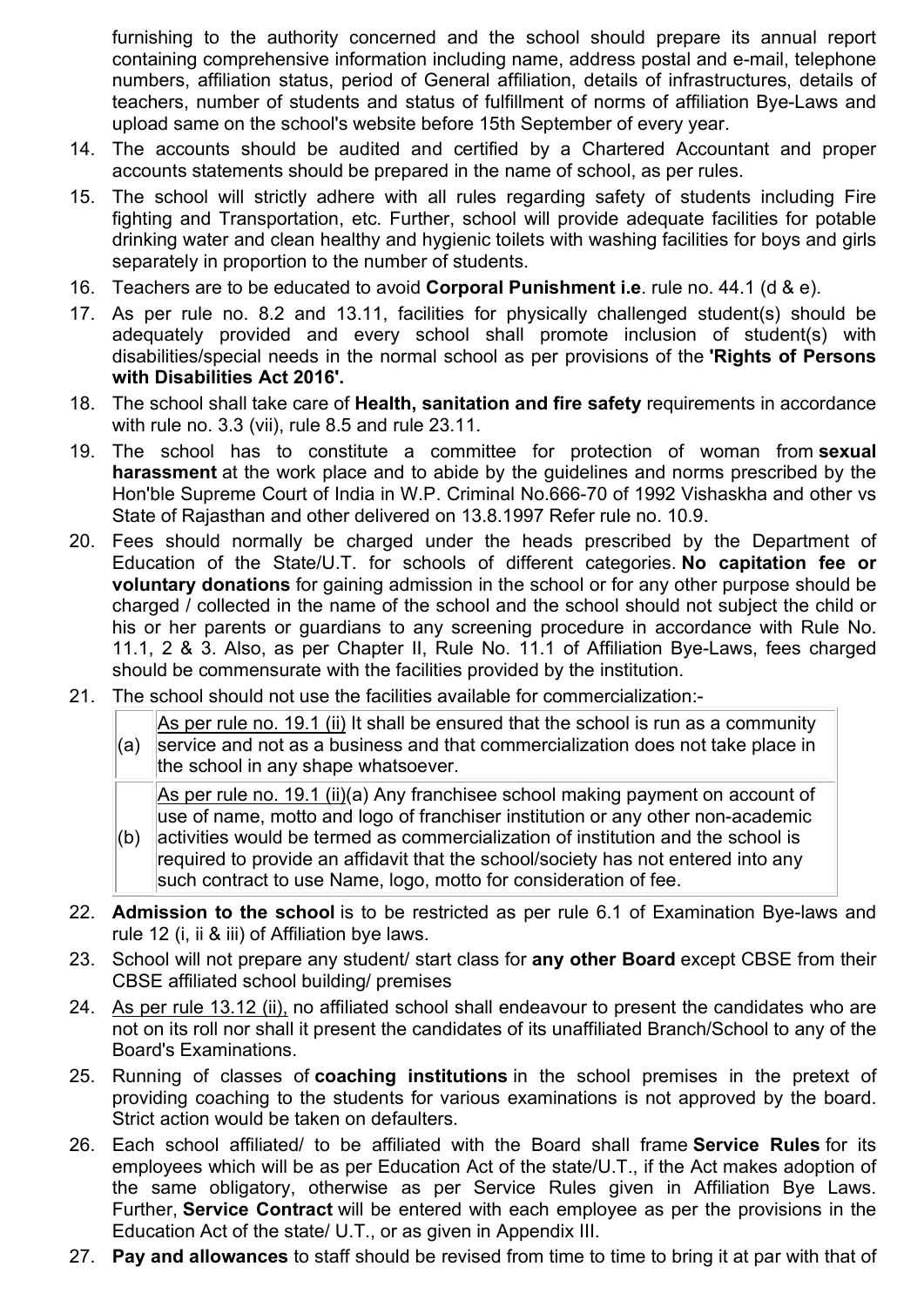furnishing to the authority concerned and the school should prepare its annual report containing comprehensive information including name, address postal and e-mail, telephone numbers, affiliation status, period of General affiliation, details of infrastructures, details of teachers, number of students and status of fulfillment of norms of affiliation Bye-Laws and upload same on the school's website before 15th September of every year.

14. The accounts should be audited and certified by a Chartered Accountant and proper accounts statements should be prepared in the name of school, as per rules.
15. The school will strictly adhere with all rules regarding safety of students including Fire fighting and Transportation, etc. Further, school will provide adequate facilities for potable drinking water and clean healthy and hygienic toilets with washing facilities for boys and girls separately in proportion to the number of students.
16. Teachers are to be educated to avoid **Corporal Punishment i.e**. rule no. 44.1 (d & e).
17. As per rule no. 8.2 and 13.11, facilities for physically challenged student(s) should be adequately provided and every school shall promote inclusion of student(s) with disabilities/special needs in the normal school as per provisions of the **'Rights of Persons with Disabilities Act 2016'.**
18. The school shall take care of **Health, sanitation and fire safety** requirements in accordance with rule no. 3.3 (vii), rule 8.5 and rule 23.11.
19. The school has to constitute a committee for protection of woman from **sexual harassment** at the work place and to abide by the guidelines and norms prescribed by the Hon'ble Supreme Court of India in W.P. Criminal No.666-70 of 1992 Vishaskha and other vs State of Rajasthan and other delivered on 13.8.1997 Refer rule no. 10.9.
20. Fees should normally be charged under the heads prescribed by the Department of Education of the State/U.T. for schools of different categories. **No capitation fee or voluntary donations** for gaining admission in the school or for any other purpose should be charged / collected in the name of the school and the school should not subject the child or his or her parents or guardians to any screening procedure in accordance with Rule No. 11.1, 2 & 3. Also, as per Chapter II, Rule No. 11.1 of Affiliation Bye-Laws, fees charged should be commensurate with the facilities provided by the institution.
21. The school should not use the facilities available for commercialization:-

| | |
|---|---|
| (a) | As per rule no. 19.1 (ii) It shall be ensured that the school is run as a community service and not as a business and that commercialization does not take place in the school in any shape whatsoever. |
| (b) | As per rule no. 19.1 (ii)(a) Any franchisee school making payment on account of use of name, motto and logo of franchiser institution or any other non-academic activities would be termed as commercialization of institution and the school is required to provide an affidavit that the school/society has not entered into any such contract to use Name, logo, motto for consideration of fee. |

22. **Admission to the school** is to be restricted as per rule 6.1 of Examination Bye-laws and rule 12 (i, ii & iii) of Affiliation bye laws.
23. School will not prepare any student/ start class for **any other Board** except CBSE from their CBSE affiliated school building/ premises
24. As per rule 13.12 (ii), no affiliated school shall endeavour to present the candidates who are not on its roll nor shall it present the candidates of its unaffiliated Branch/School to any of the Board's Examinations.
25. Running of classes of **coaching institutions** in the school premises in the pretext of providing coaching to the students for various examinations is not approved by the board. Strict action would be taken on defaulters.
26. Each school affiliated/ to be affiliated with the Board shall frame **Service Rules** for its employees which will be as per Education Act of the state/U.T., if the Act makes adoption of the same obligatory, otherwise as per Service Rules given in Affiliation Bye Laws. Further, **Service Contract** will be entered with each employee as per the provisions in the Education Act of the state/ U.T., or as given in Appendix III.
27. **Pay and allowances** to staff should be revised from time to time to bring it at par with that of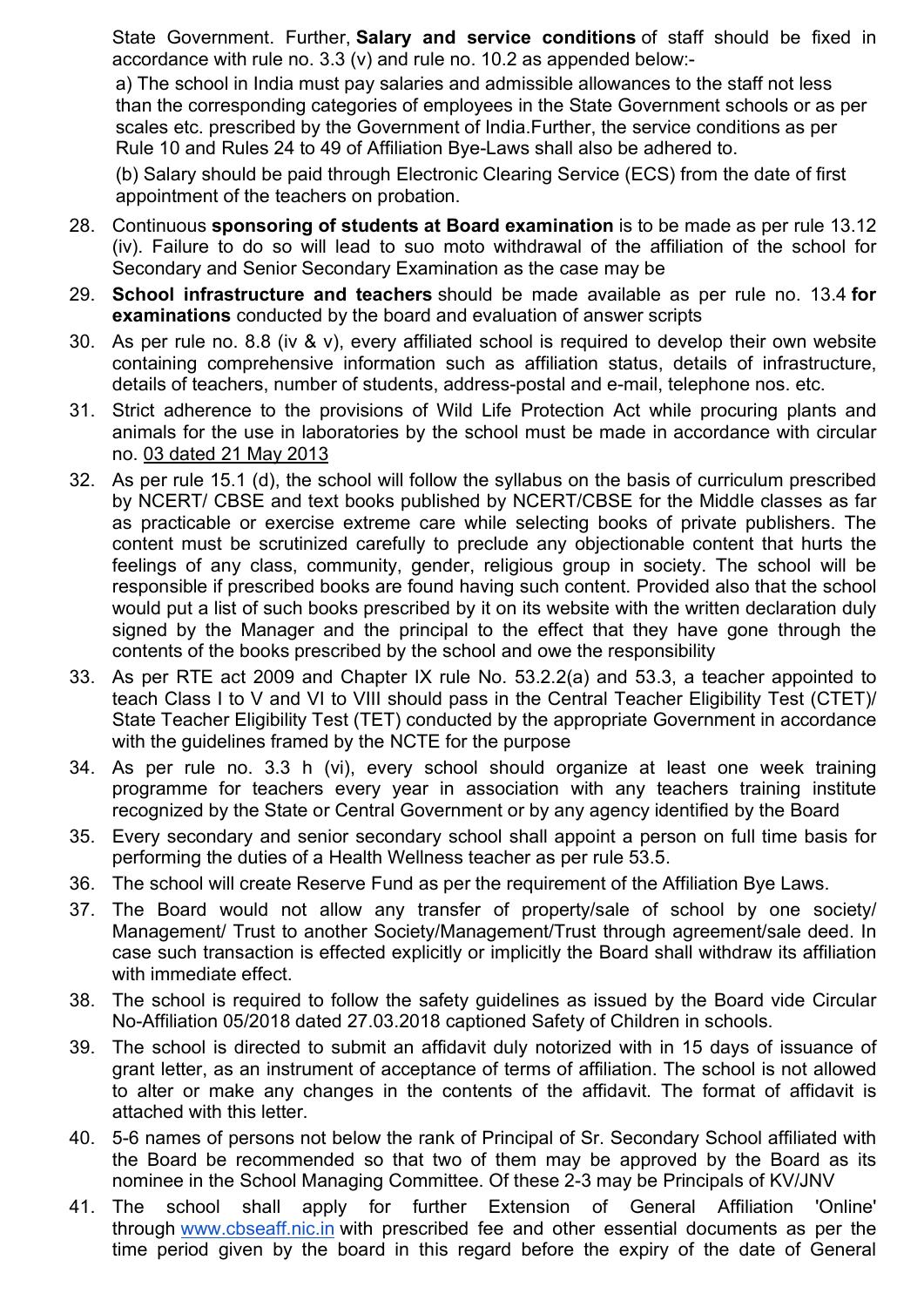State Government. Further, **Salary and service conditions** of staff should be fixed in accordance with rule no. 3.3 (v) and rule no. 10.2 as appended below:-

a) The school in India must pay salaries and admissible allowances to the staff not less than the corresponding categories of employees in the State Government schools or as per scales etc. prescribed by the Government of India.Further, the service conditions as per Rule 10 and Rules 24 to 49 of Affiliation Bye-Laws shall also be adhered to.

(b) Salary should be paid through Electronic Clearing Service (ECS) from the date of first appointment of the teachers on probation.

28. Continuous **sponsoring of students at Board examination** is to be made as per rule 13.12 (iv). Failure to do so will lead to suo moto withdrawal of the affiliation of the school for Secondary and Senior Secondary Examination as the case may be
29. **School infrastructure and teachers** should be made available as per rule no. 13.4 **for examinations** conducted by the board and evaluation of answer scripts
30. As per rule no. 8.8 (iv & v), every affiliated school is required to develop their own website containing comprehensive information such as affiliation status, details of infrastructure, details of teachers, number of students, address-postal and e-mail, telephone nos. etc.
31. Strict adherence to the provisions of Wild Life Protection Act while procuring plants and animals for the use in laboratories by the school must be made in accordance with circular no. 03 dated 21 May 2013
32. As per rule 15.1 (d), the school will follow the syllabus on the basis of curriculum prescribed by NCERT/ CBSE and text books published by NCERT/CBSE for the Middle classes as far as practicable or exercise extreme care while selecting books of private publishers. The content must be scrutinized carefully to preclude any objectionable content that hurts the feelings of any class, community, gender, religious group in society. The school will be responsible if prescribed books are found having such content. Provided also that the school would put a list of such books prescribed by it on its website with the written declaration duly signed by the Manager and the principal to the effect that they have gone through the contents of the books prescribed by the school and owe the responsibility
33. As per RTE act 2009 and Chapter IX rule No. 53.2.2(a) and 53.3, a teacher appointed to teach Class I to V and VI to VIII should pass in the Central Teacher Eligibility Test (CTET)/ State Teacher Eligibility Test (TET) conducted by the appropriate Government in accordance with the guidelines framed by the NCTE for the purpose
34. As per rule no. 3.3 h (vi), every school should organize at least one week training programme for teachers every year in association with any teachers training institute recognized by the State or Central Government or by any agency identified by the Board
35. Every secondary and senior secondary school shall appoint a person on full time basis for performing the duties of a Health Wellness teacher as per rule 53.5.
36. The school will create Reserve Fund as per the requirement of the Affiliation Bye Laws.
37. The Board would not allow any transfer of property/sale of school by one society/ Management/ Trust to another Society/Management/Trust through agreement/sale deed. In case such transaction is effected explicitly or implicitly the Board shall withdraw its affiliation with immediate effect.
38. The school is required to follow the safety guidelines as issued by the Board vide Circular No-Affiliation 05/2018 dated 27.03.2018 captioned Safety of Children in schools.
39. The school is directed to submit an affidavit duly notorized with in 15 days of issuance of grant letter, as an instrument of acceptance of terms of affiliation. The school is not allowed to alter or make any changes in the contents of the affidavit. The format of affidavit is attached with this letter.
40. 5-6 names of persons not below the rank of Principal of Sr. Secondary School affiliated with the Board be recommended so that two of them may be approved by the Board as its nominee in the School Managing Committee. Of these 2-3 may be Principals of KV/JNV
41. The school shall apply for further Extension of General Affiliation 'Online' through www.cbseaff.nic.in with prescribed fee and other essential documents as per the time period given by the board in this regard before the expiry of the date of General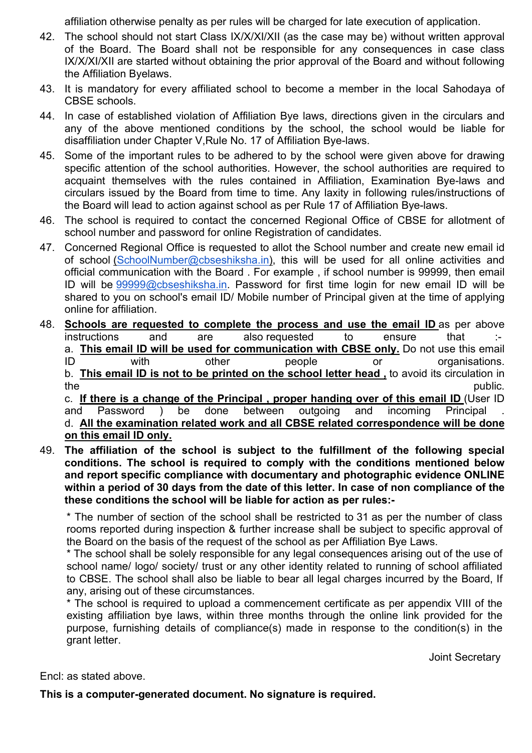affiliation otherwise penalty as per rules will be charged for late execution of application.

42. The school should not start Class IX/X/XI/XII (as the case may be) without written approval of the Board. The Board shall not be responsible for any consequences in case class IX/X/XI/XII are started without obtaining the prior approval of the Board and without following the Affiliation Byelaws.
43. It is mandatory for every affiliated school to become a member in the local Sahodaya of CBSE schools.
44. In case of established violation of Affiliation Bye laws, directions given in the circulars and any of the above mentioned conditions by the school, the school would be liable for disaffiliation under Chapter V,Rule No. 17 of Affiliation Bye-laws.
45. Some of the important rules to be adhered to by the school were given above for drawing specific attention of the school authorities. However, the school authorities are required to acquaint themselves with the rules contained in Affiliation, Examination Bye-laws and circulars issued by the Board from time to time. Any laxity in following rules/instructions of the Board will lead to action against school as per Rule 17 of Affiliation Bye-laws.
46. The school is required to contact the concerned Regional Office of CBSE for allotment of school number and password for online Registration of candidates.
47. Concerned Regional Office is requested to allot the School number and create new email id of school (SchoolNumber@cbseshiksha.in), this will be used for all online activities and official communication with the Board . For example , if school number is 99999, then email ID will be 99999@cbseshiksha.in. Password for first time login for new email ID will be shared to you on school's email ID/ Mobile number of Principal given at the time of applying online for affiliation.
48. **Schools are requested to complete the process and use the email ID** as per above instructions and are also requested to ensure that :-
    a. **This email ID will be used for communication with CBSE only.** Do not use this email ID with other people or organisations.
    b. **This email ID is not to be printed on the school letter head ,** to avoid its circulation in the public.
    c. **If there is a change of the Principal , proper handing over of this email ID** (User ID and Password ) be done between outgoing and incoming Principal .
    d. **All the examination related work and all CBSE related correspondence will be done on this email ID only.**
49. **The affiliation of the school is subject to the fulfillment of the following special conditions. The school is required to comply with the conditions mentioned below and report specific compliance with documentary and photographic evidence ONLINE within a period of 30 days from the date of this letter. In case of non compliance of the these conditions the school will be liable for action as per rules:-**

    * The number of section of the school shall be restricted to 31 as per the number of class rooms reported during inspection & further increase shall be subject to specific approval of the Board on the basis of the request of the school as per Affiliation Bye Laws.
    * The school shall be solely responsible for any legal consequences arising out of the use of school name/ logo/ society/ trust or any other identity related to running of school affiliated to CBSE. The school shall also be liable to bear all legal charges incurred by the Board, If any, arising out of these circumstances.
    * The school is required to upload a commencement certificate as per appendix VIII of the existing affiliation bye laws, within three months through the online link provided for the purpose, furnishing details of compliance(s) made in response to the condition(s) in the grant letter.

Joint Secretary

Encl: as stated above.

**This is a computer-generated document. No signature is required.**